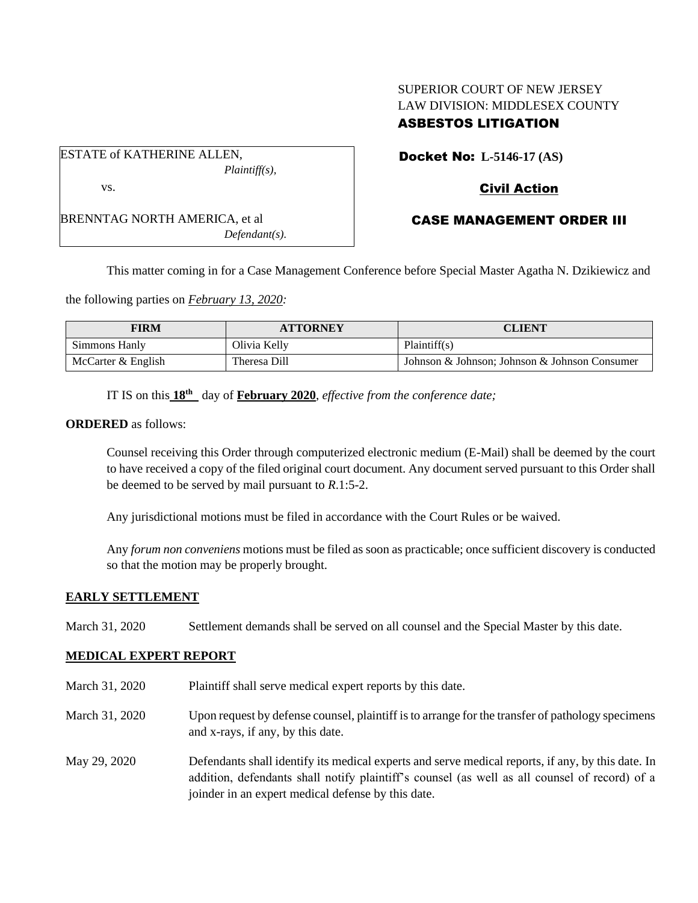SUPERIOR COURT OF NEW JERSEY
LAW DIVISION: MIDDLESEX COUNTY
**ASBESTOS LITIGATION**

| ESTATE of KATHERINE ALLEN, *Plaintiff(s),* vs. BRENNTAG NORTH AMERICA, et al *Defendant(s).* |
|---|

**Docket No: L-5146-17 (AS)**

**Civil Action**

**CASE MANAGEMENT ORDER III**

This matter coming in for a Case Management Conference before Special Master Agatha N. Dzikiewicz and the following parties on ***February 13, 2020:***

| FIRM | ATTORNEY | CLIENT |
|---|---|---|
| Simmons Hanly | Olivia Kelly | Plaintiff(s) |
| McCarter & English | Theresa Dill | Johnson & Johnson; Johnson & Johnson Consumer |

IT IS on this **18th** day of **February 2020**, *effective from the conference date;*

**ORDERED** as follows:

Counsel receiving this Order through computerized electronic medium (E-Mail) shall be deemed by the court to have received a copy of the filed original court document. Any document served pursuant to this Order shall be deemed to be served by mail pursuant to *R*.1:5-2.

Any jurisdictional motions must be filed in accordance with the Court Rules or be waived.

Any *forum non conveniens* motions must be filed as soon as practicable; once sufficient discovery is conducted so that the motion may be properly brought.

**EARLY SETTLEMENT**

March 31, 2020 Settlement demands shall be served on all counsel and the Special Master by this date.

**MEDICAL EXPERT REPORT**

March 31, 2020 Plaintiff shall serve medical expert reports by this date.

March 31, 2020 Upon request by defense counsel, plaintiff is to arrange for the transfer of pathology specimens and x-rays, if any, by this date.

May 29, 2020 Defendants shall identify its medical experts and serve medical reports, if any, by this date. In addition, defendants shall notify plaintiff's counsel (as well as all counsel of record) of a joinder in an expert medical defense by this date.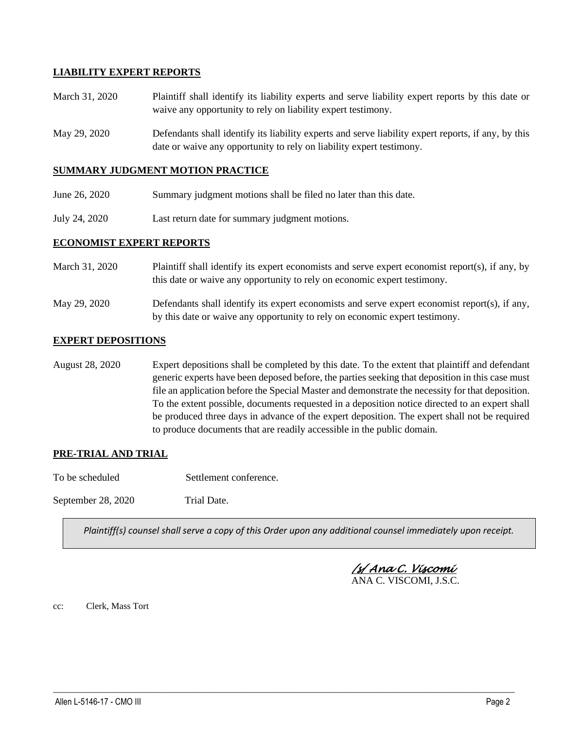**LIABILITY EXPERT REPORTS**

| | |
|---|---|
| March 31, 2020 | Plaintiff shall identify its liability experts and serve liability expert reports by this date or waive any opportunity to rely on liability expert testimony. |
| May 29, 2020 | Defendants shall identify its liability experts and serve liability expert reports, if any, by this date or waive any opportunity to rely on liability expert testimony. |

**SUMMARY JUDGMENT MOTION PRACTICE**

| | |
|---|---|
| June 26, 2020 | Summary judgment motions shall be filed no later than this date. |
| July 24, 2020 | Last return date for summary judgment motions. |

**ECONOMIST EXPERT REPORTS**

| | |
|---|---|
| March 31, 2020 | Plaintiff shall identify its expert economists and serve expert economist report(s), if any, by this date or waive any opportunity to rely on economic expert testimony. |
| May 29, 2020 | Defendants shall identify its expert economists and serve expert economist report(s), if any, by this date or waive any opportunity to rely on economic expert testimony. |

**EXPERT DEPOSITIONS**

| | |
|---|---|
| August 28, 2020 | Expert depositions shall be completed by this date. To the extent that plaintiff and defendant generic experts have been deposed before, the parties seeking that deposition in this case must file an application before the Special Master and demonstrate the necessity for that deposition. To the extent possible, documents requested in a deposition notice directed to an expert shall be produced three days in advance of the expert deposition. The expert shall not be required to produce documents that are readily accessible in the public domain. |

**PRE-TRIAL AND TRIAL**

| | |
|---|---|
| To be scheduled | Settlement conference. |
| September 28, 2020 | Trial Date. |

*Plaintiff(s) counsel shall serve a copy of this Order upon any additional counsel immediately upon receipt.*

*/s/ Ana C. Viscomi*
ANA C. VISCOMI, J.S.C.

cc: Clerk, Mass Tort